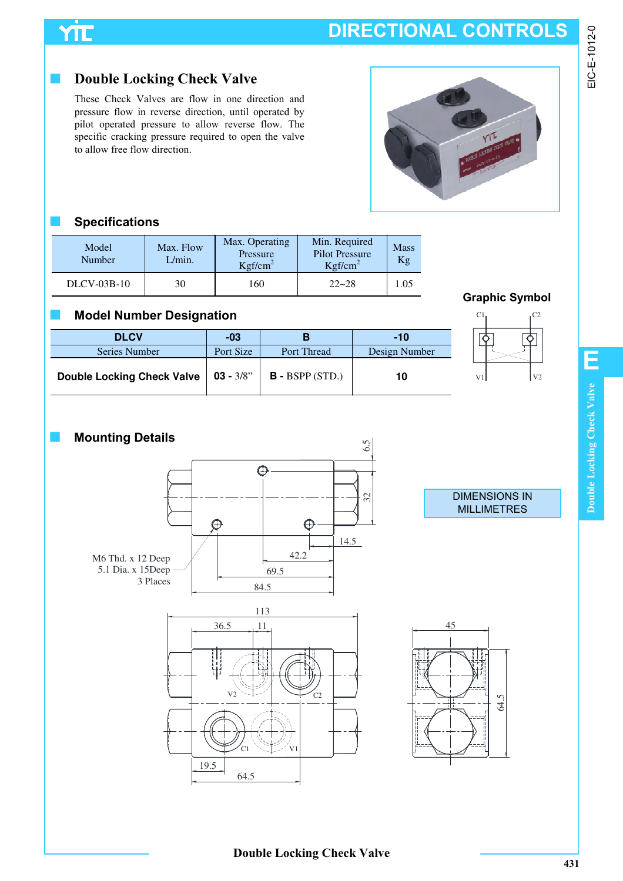# DIRECTIONAL CONTROLS

## Double Locking Check Valve

These Check Valves are flow in one direction and pressure flow in reverse direction, until operated by pilot operated pressure to allow reverse flow. The specific cracking pressure required to open the valve to allow free flow direction.

## Specifications

| Model Number | Max. Flow L/min. | Max. Operating Pressure Kgf/cm$^2$ | Min. Required Pilot Pressure Kgf/cm$^2$ | Mass Kg |
|---|---|---|---|---|
| DLCV-03B-10 | 30 | 160 | 22~28 | 1.05 |

## Graphic Symbol

C1 C2 V1 V2

## Model Number Designation

| DLCV | -03 | B | -10 |
|---|---|---|---|
| Series Number | Port Size | Port Thread | Design Number |
| **Double Locking Check Valve** | **03 -** 3/8" | **B -** BSPP (STD.) | **10** |

## Mounting Details

M6 Thd. x 12 Deep
5.1 Dia. x 15Deep
3 Places

6.5, 32, 14.5, 42.2, 69.5, 84.5

113, 36.5, 11, 19.5, 64.5, 45, 64.5

V2, C2, C1, V1

DIMENSIONS IN MILLIMETRES

Double Locking Check Valve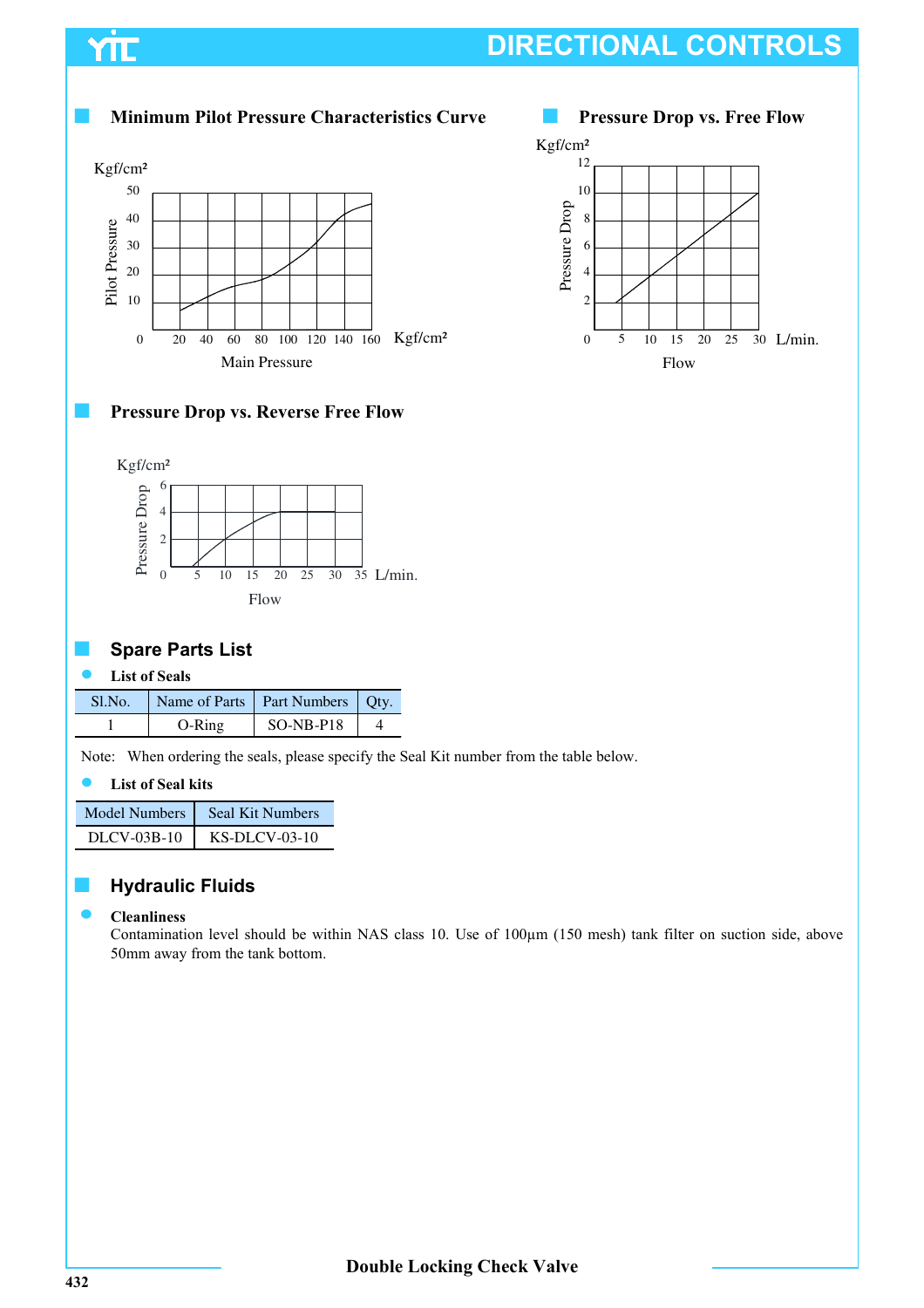## Minimum Pilot Pressure Characteristics Curve

Kgf/cm²

Pilot Pressure

50
40
30
20
10
0

20 40 60 80 100 120 140 160 Kgf/cm²

Main Pressure

## Pressure Drop vs. Free Flow

Kgf/cm²

Pressure Drop

12
10
8
6
4
2
0

5 10 15 20 25 30 L/min.

Flow

## Pressure Drop vs. Reverse Free Flow

Kgf/cm²

Pressure Drop

6
4
2
0

5 10 15 20 25 30 35 L/min.

Flow

## Spare Parts List

- **List of Seals**

| Sl.No. | Name of Parts | Part Numbers | Qty. |
|---|---|---|---|
| 1 | O-Ring | SO-NB-P18 | 4 |

Note: When ordering the seals, please specify the Seal Kit number from the table below.

- **List of Seal kits**

| Model Numbers | Seal Kit Numbers |
|---|---|
| DLCV-03B-10 | KS-DLCV-03-10 |

## Hydraulic Fluids

- **Cleanliness**

Contamination level should be within NAS class 10. Use of 100μm (150 mesh) tank filter on suction side, above 50mm away from the tank bottom.